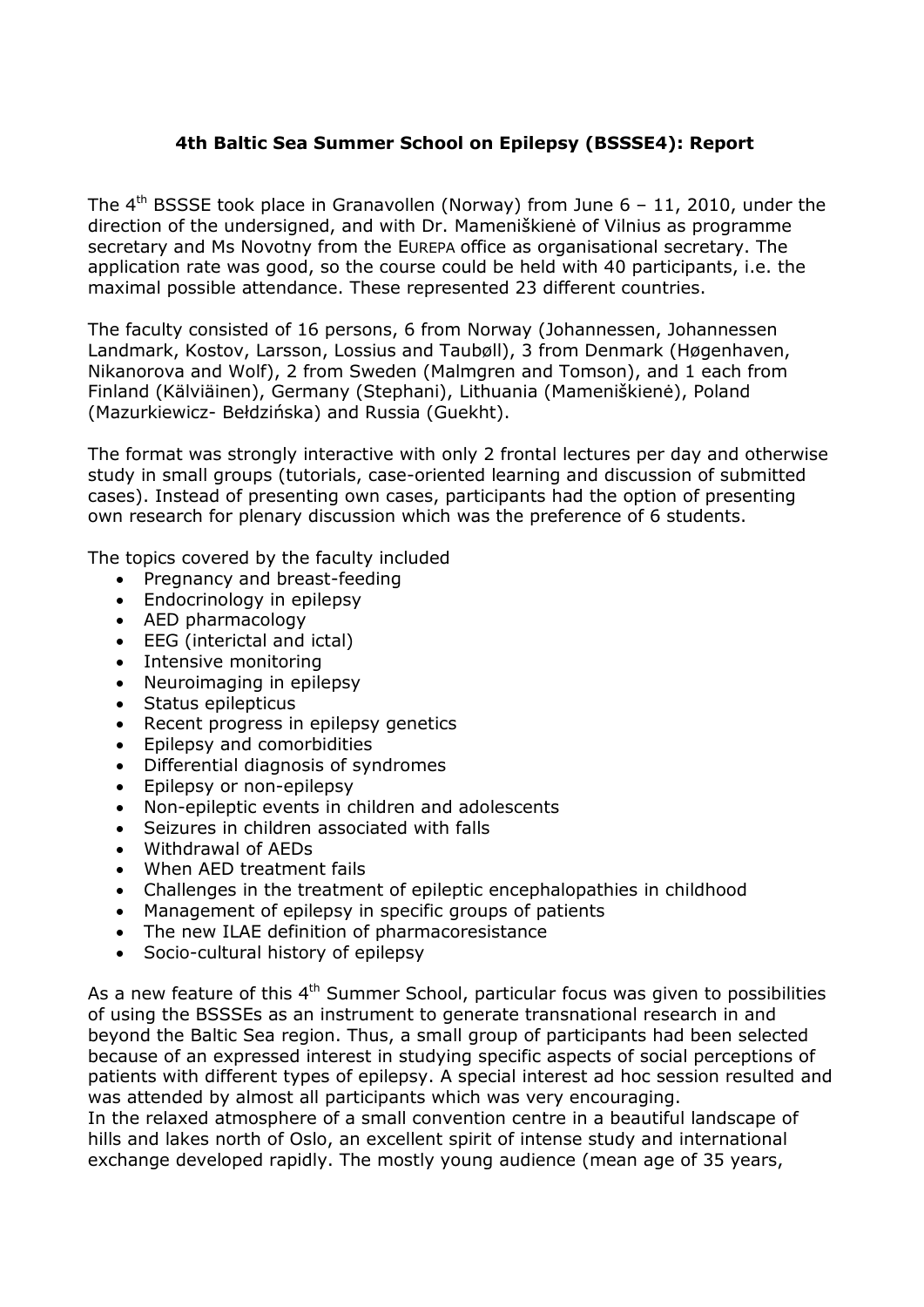**4th Baltic Sea Summer School on Epilepsy (BSSSE4): Report**

The 4th BSSSE took place in Granavollen (Norway) from June 6 – 11, 2010, under the direction of the undersigned, and with Dr. Mameniškienė of Vilnius as programme secretary and Ms Novotny from the EUREPA office as organisational secretary. The application rate was good, so the course could be held with 40 participants, i.e. the maximal possible attendance. These represented 23 different countries.

The faculty consisted of 16 persons, 6 from Norway (Johannessen, Johannessen Landmark, Kostov, Larsson, Lossius and Taubøll), 3 from Denmark (Høgenhaven, Nikanorova and Wolf), 2 from Sweden (Malmgren and Tomson), and 1 each from Finland (Kälviäinen), Germany (Stephani), Lithuania (Mameniškienė), Poland (Mazurkiewicz- Bełdzińska) and Russia (Guekht).

The format was strongly interactive with only 2 frontal lectures per day and otherwise study in small groups (tutorials, case-oriented learning and discussion of submitted cases). Instead of presenting own cases, participants had the option of presenting own research for plenary discussion which was the preference of 6 students.

The topics covered by the faculty included

- Pregnancy and breast-feeding
- Endocrinology in epilepsy
- AED pharmacology
- EEG (interictal and ictal)
- Intensive monitoring
- Neuroimaging in epilepsy
- Status epilepticus
- Recent progress in epilepsy genetics
- Epilepsy and comorbidities
- Differential diagnosis of syndromes
- Epilepsy or non-epilepsy
- Non-epileptic events in children and adolescents
- Seizures in children associated with falls
- Withdrawal of AEDs
- When AED treatment fails
- Challenges in the treatment of epileptic encephalopathies in childhood
- Management of epilepsy in specific groups of patients
- The new ILAE definition of pharmacoresistance
- Socio-cultural history of epilepsy

As a new feature of this 4th Summer School, particular focus was given to possibilities of using the BSSSEs as an instrument to generate transnational research in and beyond the Baltic Sea region. Thus, a small group of participants had been selected because of an expressed interest in studying specific aspects of social perceptions of patients with different types of epilepsy. A special interest ad hoc session resulted and was attended by almost all participants which was very encouraging.
In the relaxed atmosphere of a small convention centre in a beautiful landscape of hills and lakes north of Oslo, an excellent spirit of intense study and international exchange developed rapidly. The mostly young audience (mean age of 35 years,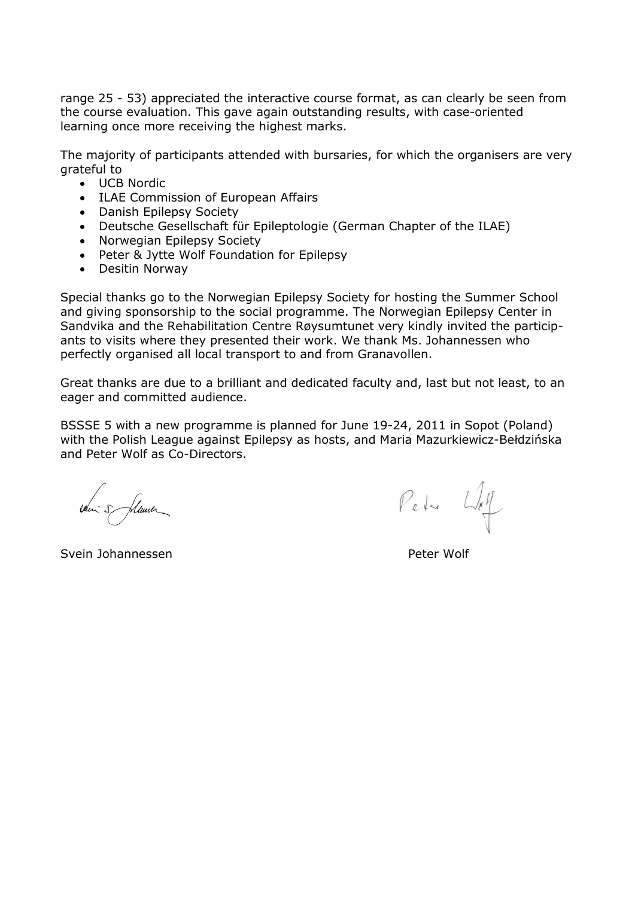range 25 - 53) appreciated the interactive course format, as can clearly be seen from the course evaluation. This gave again outstanding results, with case-oriented learning once more receiving the highest marks.

The majority of participants attended with bursaries, for which the organisers are very grateful to

- UCB Nordic
- ILAE Commission of European Affairs
- Danish Epilepsy Society
- Deutsche Gesellschaft für Epileptologie (German Chapter of the ILAE)
- Norwegian Epilepsy Society
- Peter & Jytte Wolf Foundation for Epilepsy
- Desitin Norway

Special thanks go to the Norwegian Epilepsy Society for hosting the Summer School and giving sponsorship to the social programme. The Norwegian Epilepsy Center in Sandvika and the Rehabilitation Centre Røysumtunet very kindly invited the participants to visits where they presented their work. We thank Ms. Johannessen who perfectly organised all local transport to and from Granavollen.

Great thanks are due to a brilliant and dedicated faculty and, last but not least, to an eager and committed audience.

BSSSE 5 with a new programme is planned for June 19-24, 2011 in Sopot (Poland) with the Polish League against Epilepsy as hosts, and Maria Mazurkiewicz-Bełdzińska and Peter Wolf as Co-Directors.

Svein Johannessen

Peter Wolf